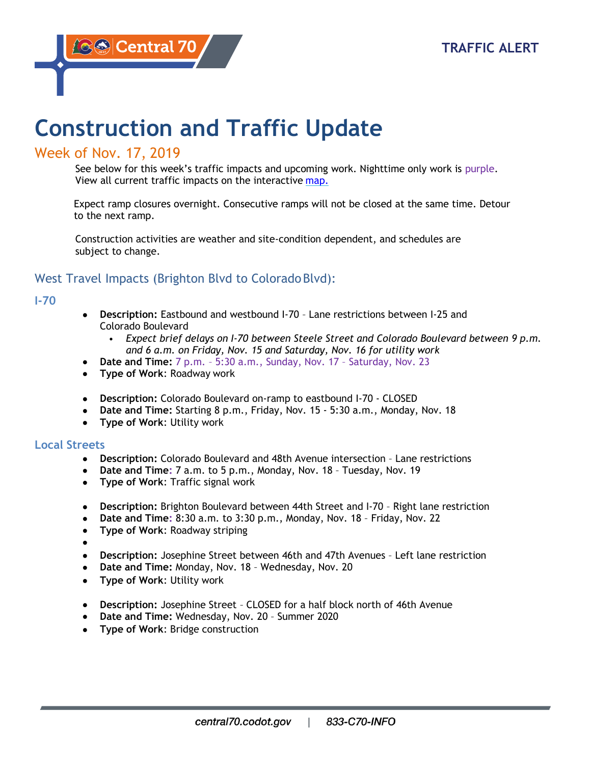Central 70

TRAFFIC ALERT

# Construction and Traffic Update

## Week of Nov. 17, 2019

See below for this week's traffic impacts and upcoming work. Nighttime only work is purple.
View all current traffic impacts on the interactive map.

Expect ramp closures overnight. Consecutive ramps will not be closed at the same time. Detour to the next ramp.

Construction activities are weather and site-condition dependent, and schedules are subject to change.

### West Travel Impacts (Brighton Blvd to Colorado Blvd):

#### I-70

- **Description:** Eastbound and westbound I-70 – Lane restrictions between I-25 and Colorado Boulevard
  - *Expect brief delays on I-70 between Steele Street and Colorado Boulevard between 9 p.m. and 6 a.m. on Friday, Nov. 15 and Saturday, Nov. 16 for utility work*
- **Date and Time:** 7 p.m. – 5:30 a.m., Sunday, Nov. 17 – Saturday, Nov. 23
- **Type of Work**: Roadway work

- **Description:** Colorado Boulevard on-ramp to eastbound I-70 - CLOSED
- **Date and Time:** Starting 8 p.m., Friday, Nov. 15 - 5:30 a.m., Monday, Nov. 18
- **Type of Work**: Utility work

#### Local Streets

- **Description:** Colorado Boulevard and 48th Avenue intersection – Lane restrictions
- **Date and Time**: 7 a.m. to 5 p.m., Monday, Nov. 18 – Tuesday, Nov. 19
- **Type of Work**: Traffic signal work

- **Description:** Brighton Boulevard between 44th Street and I-70 – Right lane restriction
- **Date and Time**: 8:30 a.m. to 3:30 p.m., Monday, Nov. 18 – Friday, Nov. 22
- **Type of Work**: Roadway striping

- **Description:** Josephine Street between 46th and 47th Avenues – Left lane restriction
- **Date and Time:** Monday, Nov. 18 – Wednesday, Nov. 20
- **Type of Work**: Utility work

- **Description:** Josephine Street – CLOSED for a half block north of 46th Avenue
- **Date and Time:** Wednesday, Nov. 20 – Summer 2020
- **Type of Work**: Bridge construction

*central70.codot.gov | 833-C70-INFO*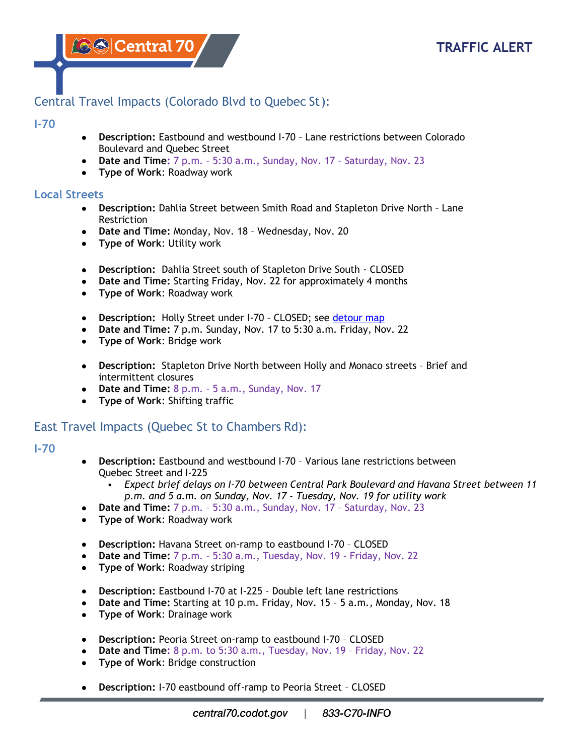TRAFFIC ALERT

## Central Travel Impacts (Colorado Blvd to Quebec St):

### I-70

- **Description:** Eastbound and westbound I-70 – Lane restrictions between Colorado Boulevard and Quebec Street
- **Date and Time:** 7 p.m. – 5:30 a.m., Sunday, Nov. 17 – Saturday, Nov. 23
- **Type of Work:** Roadway work

### Local Streets

- **Description:** Dahlia Street between Smith Road and Stapleton Drive North – Lane Restriction
- **Date and Time:** Monday, Nov. 18 – Wednesday, Nov. 20
- **Type of Work:** Utility work

- **Description:** Dahlia Street south of Stapleton Drive South - CLOSED
- **Date and Time:** Starting Friday, Nov. 22 for approximately 4 months
- **Type of Work:** Roadway work

- **Description:** Holly Street under I-70 – CLOSED; see detour map
- **Date and Time:** 7 p.m. Sunday, Nov. 17 to 5:30 a.m. Friday, Nov. 22
- **Type of Work:** Bridge work

- **Description:** Stapleton Drive North between Holly and Monaco streets – Brief and intermittent closures
- **Date and Time:** 8 p.m. – 5 a.m., Sunday, Nov. 17
- **Type of Work:** Shifting traffic

## East Travel Impacts (Quebec St to Chambers Rd):

### I-70

- **Description:** Eastbound and westbound I-70 – Various lane restrictions between Quebec Street and I-225
  - *Expect brief delays on I-70 between Central Park Boulevard and Havana Street between 11 p.m. and 5 a.m. on Sunday, Nov. 17 - Tuesday, Nov. 19 for utility work*
- **Date and Time:** 7 p.m. – 5:30 a.m., Sunday, Nov. 17 – Saturday, Nov. 23
- **Type of Work:** Roadway work

- **Description:** Havana Street on-ramp to eastbound I-70 – CLOSED
- **Date and Time:** 7 p.m. – 5:30 a.m., Tuesday, Nov. 19 - Friday, Nov. 22
- **Type of Work:** Roadway striping

- **Description:** Eastbound I-70 at I-225 – Double left lane restrictions
- **Date and Time:** Starting at 10 p.m. Friday, Nov. 15 – 5 a.m., Monday, Nov. 18
- **Type of Work:** Drainage work

- **Description:** Peoria Street on-ramp to eastbound I-70 – CLOSED
- **Date and Time:** 8 p.m. to 5:30 a.m., Tuesday, Nov. 19 – Friday, Nov. 22
- **Type of Work:** Bridge construction

- **Description:** I-70 eastbound off-ramp to Peoria Street – CLOSED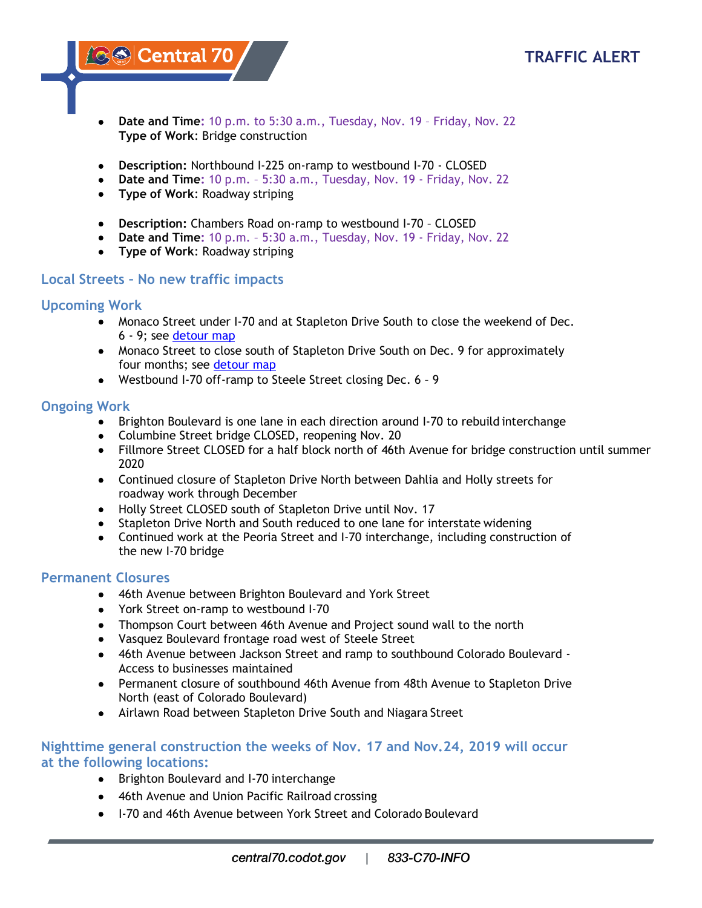- **Date and Time**: 10 p.m. to 5:30 a.m., Tuesday, Nov. 19 – Friday, Nov. 22
  **Type of Work**: Bridge construction

- **Description:** Northbound I-225 on-ramp to westbound I-70 - CLOSED
- **Date and Time**: 10 p.m. – 5:30 a.m., Tuesday, Nov. 19 - Friday, Nov. 22
- **Type of Work**: Roadway striping

- **Description:** Chambers Road on-ramp to westbound I-70 – CLOSED
- **Date and Time**: 10 p.m. – 5:30 a.m., Tuesday, Nov. 19 - Friday, Nov. 22
- **Type of Work**: Roadway striping

## Local Streets – No new traffic impacts

### Upcoming Work

- Monaco Street under I-70 and at Stapleton Drive South to close the weekend of Dec. 6 - 9; see detour map
- Monaco Street to close south of Stapleton Drive South on Dec. 9 for approximately four months; see detour map
- Westbound I-70 off-ramp to Steele Street closing Dec. 6 – 9

### Ongoing Work

- Brighton Boulevard is one lane in each direction around I-70 to rebuild interchange
- Columbine Street bridge CLOSED, reopening Nov. 20
- Fillmore Street CLOSED for a half block north of 46th Avenue for bridge construction until summer 2020
- Continued closure of Stapleton Drive North between Dahlia and Holly streets for roadway work through December
- Holly Street CLOSED south of Stapleton Drive until Nov. 17
- Stapleton Drive North and South reduced to one lane for interstate widening
- Continued work at the Peoria Street and I-70 interchange, including construction of the new I-70 bridge

### Permanent Closures

- 46th Avenue between Brighton Boulevard and York Street
- York Street on-ramp to westbound I-70
- Thompson Court between 46th Avenue and Project sound wall to the north
- Vasquez Boulevard frontage road west of Steele Street
- 46th Avenue between Jackson Street and ramp to southbound Colorado Boulevard - Access to businesses maintained
- Permanent closure of southbound 46th Avenue from 48th Avenue to Stapleton Drive North (east of Colorado Boulevard)
- Airlawn Road between Stapleton Drive South and Niagara Street

### Nighttime general construction the weeks of Nov. 17 and Nov.24, 2019 will occur at the following locations:

- Brighton Boulevard and I-70 interchange
- 46th Avenue and Union Pacific Railroad crossing
- I-70 and 46th Avenue between York Street and Colorado Boulevard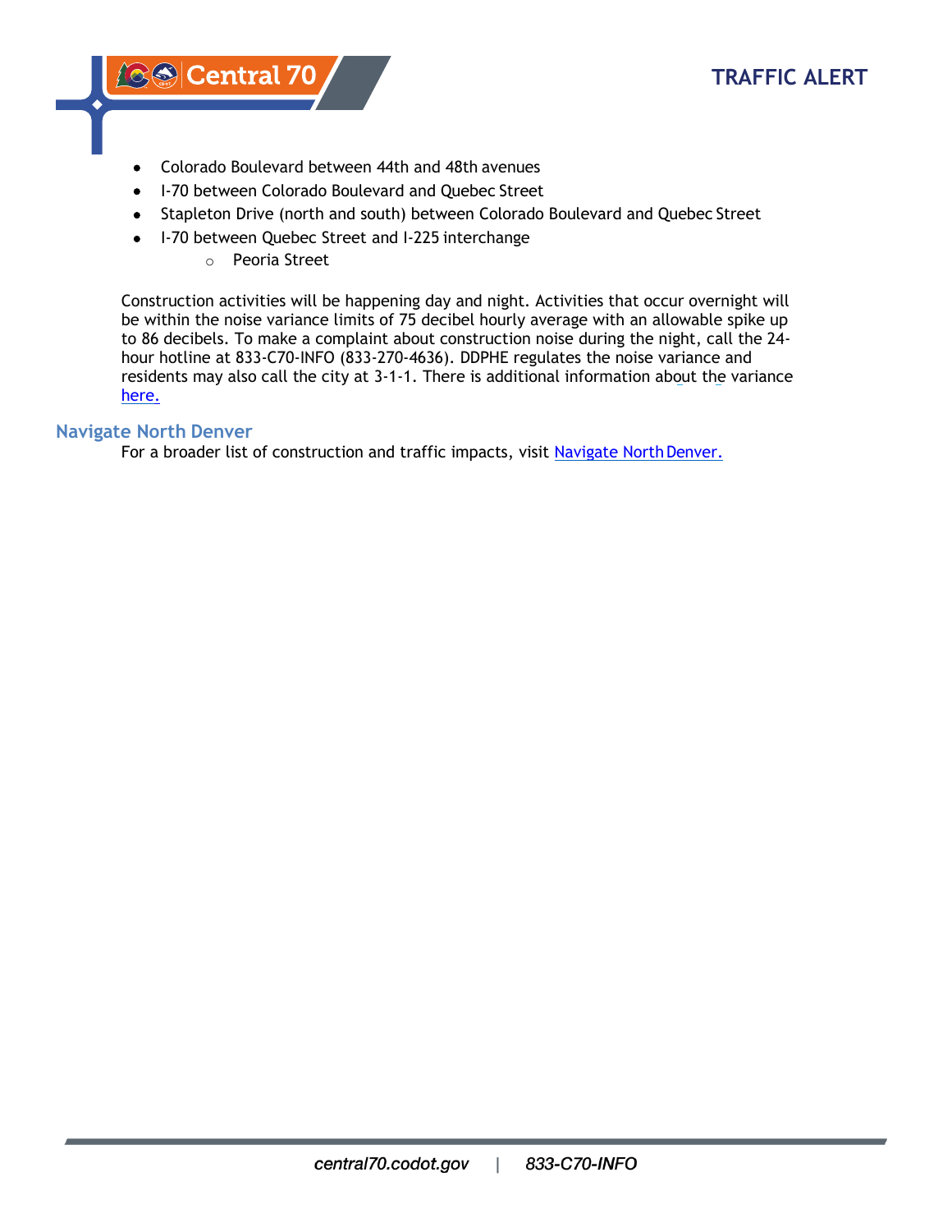- Colorado Boulevard between 44th and 48th avenues
- I-70 between Colorado Boulevard and Quebec Street
- Stapleton Drive (north and south) between Colorado Boulevard and Quebec Street
- I-70 between Quebec Street and I-225 interchange
    - Peoria Street

Construction activities will be happening day and night. Activities that occur overnight will be within the noise variance limits of 75 decibel hourly average with an allowable spike up to 86 decibels. To make a complaint about construction noise during the night, call the 24-hour hotline at 833-C70-INFO (833-270-4636). DDPHE regulates the noise variance and residents may also call the city at 3-1-1. There is additional information about the variance here.

## Navigate North Denver

For a broader list of construction and traffic impacts, visit Navigate North Denver.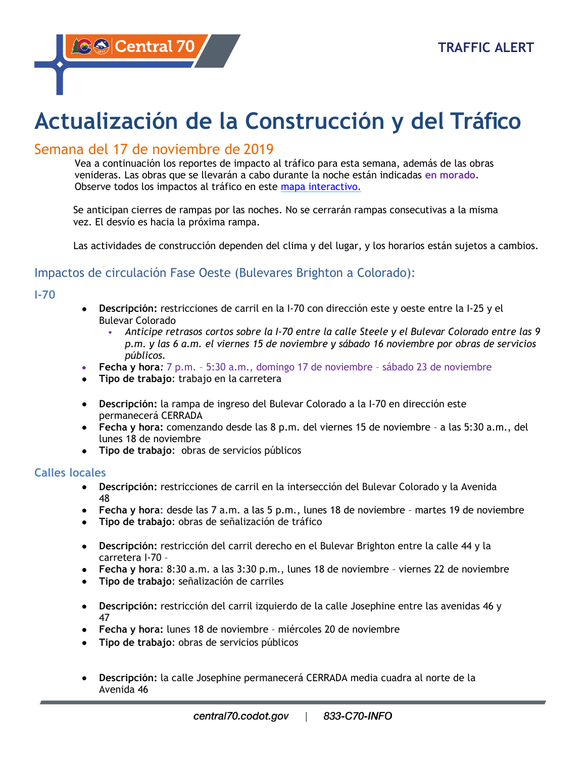TRAFFIC ALERT

# Actualización de la Construcción y del Tráfico

## Semana del 17 de noviembre de 2019

Vea a continuación los reportes de impacto al tráfico para esta semana, además de las obras venideras. Las obras que se llevarán a cabo durante la noche están indicadas **en morado**. Observe todos los impactos al tráfico en este [mapa interactivo.](#)

Se anticipan cierres de rampas por las noches. No se cerrarán rampas consecutivas a la misma vez. El desvío es hacia la próxima rampa.

Las actividades de construcción dependen del clima y del lugar, y los horarios están sujetos a cambios.

### Impactos de circulación Fase Oeste (Bulevares Brighton a Colorado):

#### I-70

- **Descripción:** restricciones de carril en la I-70 con dirección este y oeste entre la I-25 y el Bulevar Colorado
  - *Anticipe retrasos cortos sobre la I-70 entre la calle Steele y el Bulevar Colorado entre las 9 p.m. y las 6 a.m. el viernes 15 de noviembre y sábado 16 noviembre por obras de servicios públicos.*
- **Fecha y hora**: 7 p.m. – 5:30 a.m., domingo 17 de noviembre – sábado 23 de noviembre
- **Tipo de trabajo**: trabajo en la carretera

- **Descripción:** la rampa de ingreso del Bulevar Colorado a la I-70 en dirección este permanecerá CERRADA
- **Fecha y hora:** comenzando desde las 8 p.m. del viernes 15 de noviembre – a las 5:30 a.m., del lunes 18 de noviembre
- **Tipo de trabajo**: obras de servicios públicos

#### Calles locales

- **Descripción:** restricciones de carril en la intersección del Bulevar Colorado y la Avenida 48
- **Fecha y hora**: desde las 7 a.m. a las 5 p.m., lunes 18 de noviembre – martes 19 de noviembre
- **Tipo de trabajo**: obras de señalización de tráfico

- **Descripción:** restricción del carril derecho en el Bulevar Brighton entre la calle 44 y la carretera I-70 –
- **Fecha y hora**: 8:30 a.m. a las 3:30 p.m., lunes 18 de noviembre – viernes 22 de noviembre
- **Tipo de trabajo**: señalización de carriles

- **Descripción:** restricción del carril izquierdo de la calle Josephine entre las avenidas 46 y 47
- **Fecha y hora:** lunes 18 de noviembre – miércoles 20 de noviembre
- **Tipo de trabajo**: obras de servicios públicos

- **Descripción:** la calle Josephine permanecerá CERRADA media cuadra al norte de la Avenida 46

central70.codot.gov | 833-C70-INFO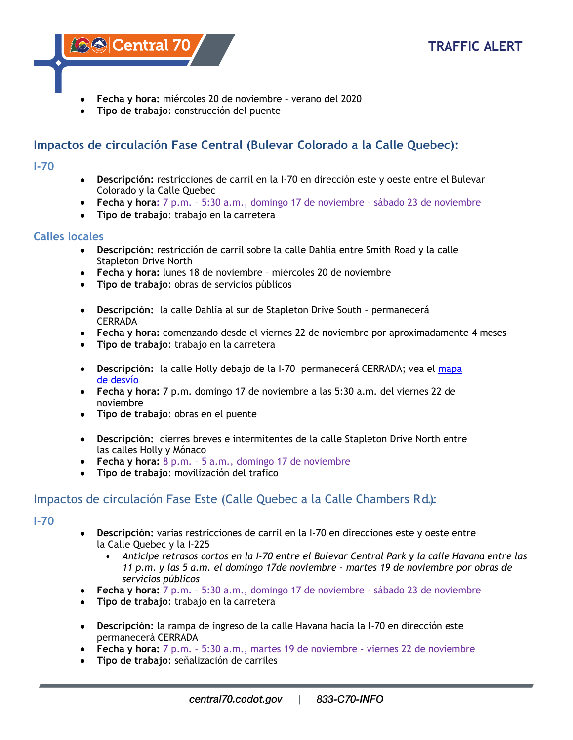- **Fecha y hora:** miércoles 20 de noviembre – verano del 2020
- **Tipo de trabajo**: construcción del puente

## Impactos de circulación Fase Central (Bulevar Colorado a la Calle Quebec):

### I-70

- **Descripción:** restricciones de carril en la I-70 en dirección este y oeste entre el Bulevar Colorado y la Calle Quebec
- **Fecha y hora**: 7 p.m. – 5:30 a.m., domingo 17 de noviembre – sábado 23 de noviembre
- **Tipo de trabajo**: trabajo en la carretera

### Calles locales

- **Descripción:** restricción de carril sobre la calle Dahlia entre Smith Road y la calle Stapleton Drive North
- **Fecha y hora:** lunes 18 de noviembre – miércoles 20 de noviembre
- **Tipo de trabajo**: obras de servicios públicos

- **Descripción:** la calle Dahlia al sur de Stapleton Drive South – permanecerá CERRADA
- **Fecha y hora:** comenzando desde el viernes 22 de noviembre por aproximadamente 4 meses
- **Tipo de trabajo**: trabajo en la carretera

- **Descripción:** la calle Holly debajo de la I-70 permanecerá CERRADA; vea el mapa de desvío
- **Fecha y hora:** 7 p.m. domingo 17 de noviembre a las 5:30 a.m. del viernes 22 de noviembre
- **Tipo de trabajo**: obras en el puente

- **Descripción:** cierres breves e intermitentes de la calle Stapleton Drive North entre las calles Holly y Mónaco
- **Fecha y hora:** 8 p.m. – 5 a.m., domingo 17 de noviembre
- **Tipo de trabajo**: movilización del trafico

## Impactos de circulación Fase Este (Calle Quebec a la Calle Chambers Rd.):

### I-70

- **Descripción:** varias restricciones de carril en la I-70 en direcciones este y oeste entre la Calle Quebec y la I-225
  - *Anticipe retrasos cortos en la I-70 entre el Bulevar Central Park y la calle Havana entre las 11 p.m. y las 5 a.m. el domingo 17de noviembre - martes 19 de noviembre por obras de servicios públicos*
- **Fecha y hora:** 7 p.m. – 5:30 a.m., domingo 17 de noviembre – sábado 23 de noviembre
- **Tipo de trabajo**: trabajo en la carretera

- **Descripción:** la rampa de ingreso de la calle Havana hacia la I-70 en dirección este permanecerá CERRADA
- **Fecha y hora:** 7 p.m. – 5:30 a.m., martes 19 de noviembre - viernes 22 de noviembre
- **Tipo de trabajo**: señalización de carriles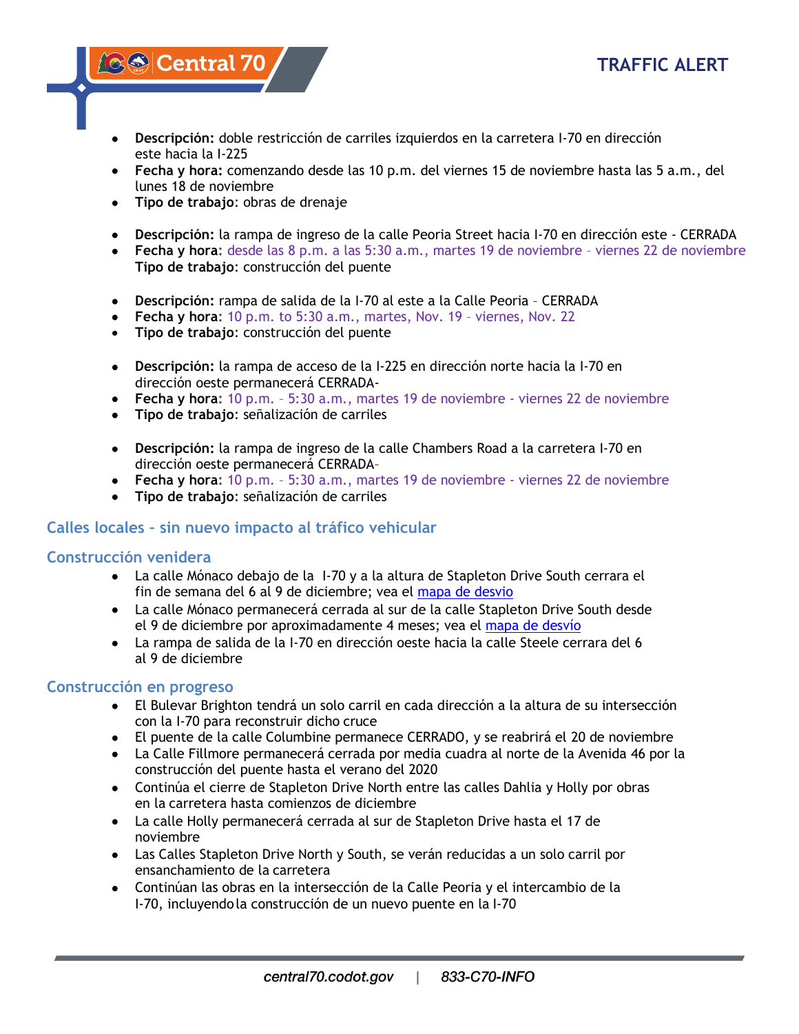- **Descripción:** doble restricción de carriles izquierdos en la carretera I-70 en dirección este hacia la I-225
- **Fecha y hora:** comenzando desde las 10 p.m. del viernes 15 de noviembre hasta las 5 a.m., del lunes 18 de noviembre
- **Tipo de trabajo**: obras de drenaje

- **Descripción:** la rampa de ingreso de la calle Peoria Street hacia I-70 en dirección este - CERRADA
- **Fecha y hora**: desde las 8 p.m. a las 5:30 a.m., martes 19 de noviembre – viernes 22 de noviembre

**Tipo de trabajo**: construcción del puente

- **Descripción:** rampa de salida de la I-70 al este a la Calle Peoria – CERRADA
- **Fecha y hora**: 10 p.m. to 5:30 a.m., martes, Nov. 19 – viernes, Nov. 22
- **Tipo de trabajo**: construcción del puente

- **Descripción:** la rampa de acceso de la I-225 en dirección norte hacia la I-70 en dirección oeste permanecerá CERRADA-
- **Fecha y hora**: 10 p.m. – 5:30 a.m., martes 19 de noviembre - viernes 22 de noviembre
- **Tipo de trabajo**: señalización de carriles

- **Descripción:** la rampa de ingreso de la calle Chambers Road a la carretera I-70 en dirección oeste permanecerá CERRADA–
- **Fecha y hora**: 10 p.m. – 5:30 a.m., martes 19 de noviembre - viernes 22 de noviembre
- **Tipo de trabajo**: señalización de carriles

## Calles locales – sin nuevo impacto al tráfico vehicular

## Construcción venidera

- La calle Mónaco debajo de la I-70 y a la altura de Stapleton Drive South cerrara el fin de semana del 6 al 9 de diciembre; vea el [mapa de desvio]
- La calle Mónaco permanecerá cerrada al sur de la calle Stapleton Drive South desde el 9 de diciembre por aproximadamente 4 meses; vea el [mapa de desvío]
- La rampa de salida de la I-70 en dirección oeste hacia la calle Steele cerrara del 6 al 9 de diciembre

## Construcción en progreso

- El Bulevar Brighton tendrá un solo carril en cada dirección a la altura de su intersección con la I-70 para reconstruir dicho cruce
- El puente de la calle Columbine permanece CERRADO, y se reabrirá el 20 de noviembre
- La Calle Fillmore permanecerá cerrada por media cuadra al norte de la Avenida 46 por la construcción del puente hasta el verano del 2020
- Continúa el cierre de Stapleton Drive North entre las calles Dahlia y Holly por obras en la carretera hasta comienzos de diciembre
- La calle Holly permanecerá cerrada al sur de Stapleton Drive hasta el 17 de noviembre
- Las Calles Stapleton Drive North y South, se verán reducidas a un solo carril por ensanchamiento de la carretera
- Continúan las obras en la intersección de la Calle Peoria y el intercambio de la I-70, incluyendo la construcción de un nuevo puente en la I-70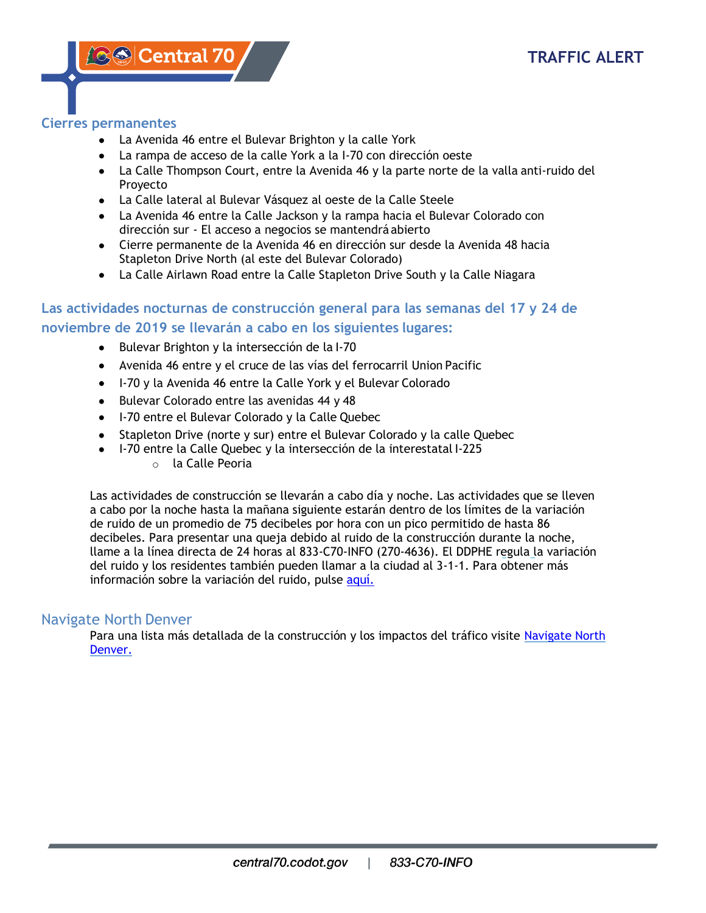## Cierres permanentes

- La Avenida 46 entre el Bulevar Brighton y la calle York
- La rampa de acceso de la calle York a la I-70 con dirección oeste
- La Calle Thompson Court, entre la Avenida 46 y la parte norte de la valla anti-ruido del Proyecto
- La Calle lateral al Bulevar Vásquez al oeste de la Calle Steele
- La Avenida 46 entre la Calle Jackson y la rampa hacia el Bulevar Colorado con dirección sur - El acceso a negocios se mantendrá abierto
- Cierre permanente de la Avenida 46 en dirección sur desde la Avenida 48 hacia Stapleton Drive North (al este del Bulevar Colorado)
- La Calle Airlawn Road entre la Calle Stapleton Drive South y la Calle Niagara

## Las actividades nocturnas de construcción general para las semanas del 17 y 24 de noviembre de 2019 se llevarán a cabo en los siguientes lugares:

- Bulevar Brighton y la intersección de la I-70
- Avenida 46 entre y el cruce de las vías del ferrocarril Union Pacific
- I-70 y la Avenida 46 entre la Calle York y el Bulevar Colorado
- Bulevar Colorado entre las avenidas 44 y 48
- I-70 entre el Bulevar Colorado y la Calle Quebec
- Stapleton Drive (norte y sur) entre el Bulevar Colorado y la calle Quebec
- I-70 entre la Calle Quebec y la intersección de la interestatal I-225
  - la Calle Peoria

Las actividades de construcción se llevarán a cabo día y noche. Las actividades que se lleven a cabo por la noche hasta la mañana siguiente estarán dentro de los límites de la variación de ruido de un promedio de 75 decibeles por hora con un pico permitido de hasta 86 decibeles. Para presentar una queja debido al ruido de la construcción durante la noche, llame a la línea directa de 24 horas al 833-C70-INFO (270-4636). El DDPHE regula la variación del ruido y los residentes también pueden llamar a la ciudad al 3-1-1. Para obtener más información sobre la variación del ruido, pulse aquí.

## Navigate North Denver

Para una lista más detallada de la construcción y los impactos del tráfico visite Navigate North Denver.